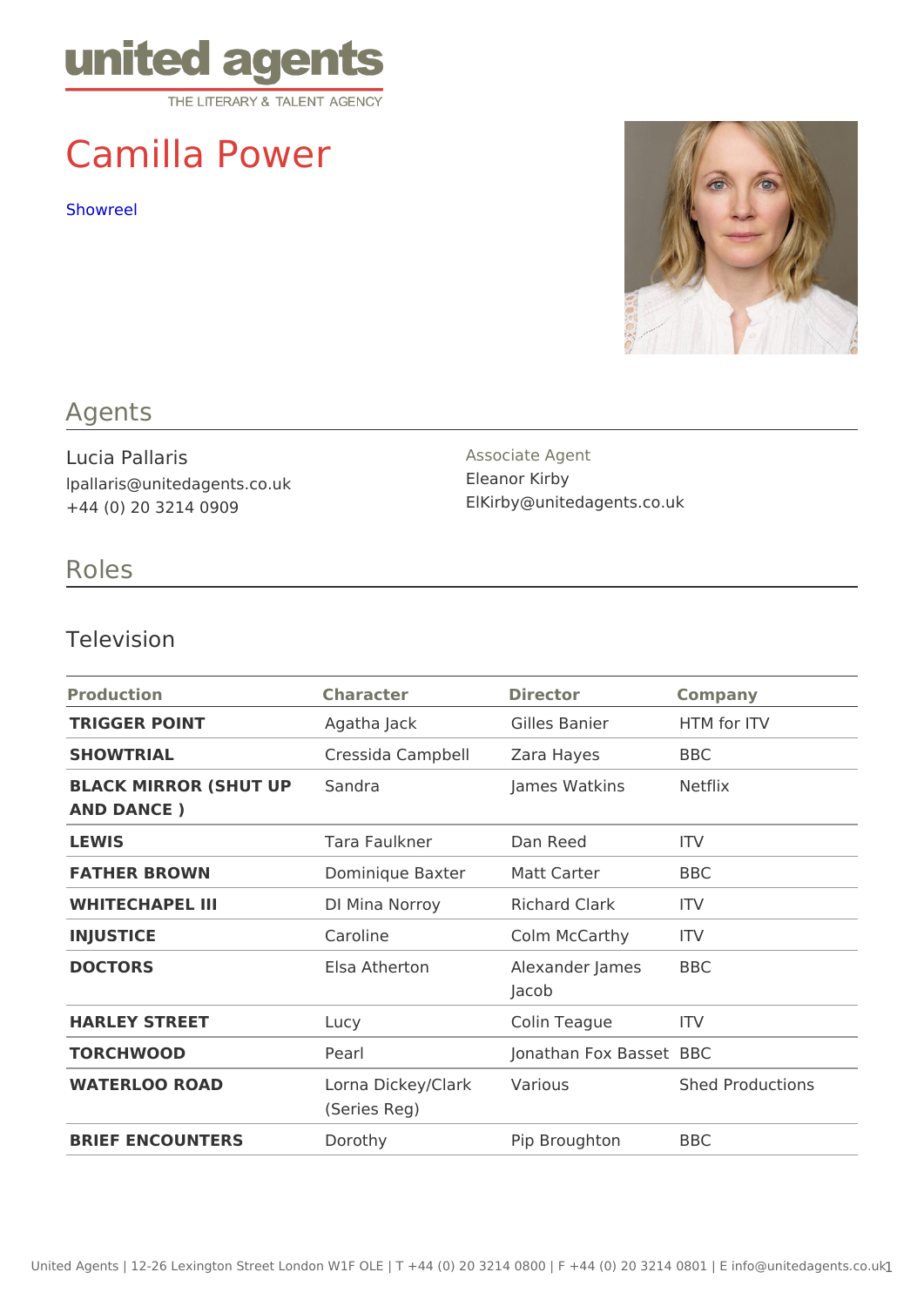united agents
THE LITERARY & TALENT AGENCY

# Camilla Power

Showreel

## Agents

Lucia Pallaris
lpallaris@unitedagents.co.uk
+44 (0) 20 3214 0909

Associate Agent
Eleanor Kirby
ElKirby@unitedagents.co.uk

## Roles

### Television

| Production | Character | Director | Company |
|---|---|---|---|
| **TRIGGER POINT** | Agatha Jack | Gilles Banier | HTM for ITV |
| **SHOWTRIAL** | Cressida Campbell | Zara Hayes | BBC |
| **BLACK MIRROR (SHUT UP AND DANCE )** | Sandra | James Watkins | Netflix |
| **LEWIS** | Tara Faulkner | Dan Reed | ITV |
| **FATHER BROWN** | Dominique Baxter | Matt Carter | BBC |
| **WHITECHAPEL III** | DI Mina Norroy | Richard Clark | ITV |
| **INJUSTICE** | Caroline | Colm McCarthy | ITV |
| **DOCTORS** | Elsa Atherton | Alexander James Jacob | BBC |
| **HARLEY STREET** | Lucy | Colin Teague | ITV |
| **TORCHWOOD** | Pearl | Jonathan Fox Basset | BBC |
| **WATERLOO ROAD** | Lorna Dickey/Clark (Series Reg) | Various | Shed Productions |
| **BRIEF ENCOUNTERS** | Dorothy | Pip Broughton | BBC |

United Agents | 12-26 Lexington Street London W1F OLE | T +44 (0) 20 3214 0800 | F +44 (0) 20 3214 0801 | E info@unitedagents.co.uk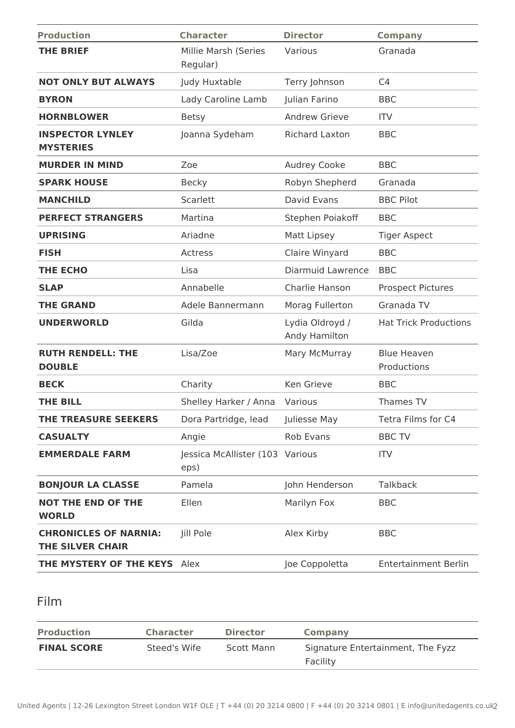| Production | Character | Director | Company |
|---|---|---|---|
| **THE BRIEF** | Millie Marsh (Series Regular) | Various | Granada |
| **NOT ONLY BUT ALWAYS** | Judy Huxtable | Terry Johnson | C4 |
| **BYRON** | Lady Caroline Lamb | Julian Farino | BBC |
| **HORNBLOWER** | Betsy | Andrew Grieve | ITV |
| **INSPECTOR LYNLEY MYSTERIES** | Joanna Sydeham | Richard Laxton | BBC |
| **MURDER IN MIND** | Zoe | Audrey Cooke | BBC |
| **SPARK HOUSE** | Becky | Robyn Shepherd | Granada |
| **MANCHILD** | Scarlett | David Evans | BBC Pilot |
| **PERFECT STRANGERS** | Martina | Stephen Poiakoff | BBC |
| **UPRISING** | Ariadne | Matt Lipsey | Tiger Aspect |
| **FISH** | Actress | Claire Winyard | BBC |
| **THE ECHO** | Lisa | Diarmuid Lawrence | BBC |
| **SLAP** | Annabelle | Charlie Hanson | Prospect Pictures |
| **THE GRAND** | Adele Bannermann | Morag Fullerton | Granada TV |
| **UNDERWORLD** | Gilda | Lydia Oldroyd / Andy Hamilton | Hat Trick Productions |
| **RUTH RENDELL: THE DOUBLE** | Lisa/Zoe | Mary McMurray | Blue Heaven Productions |
| **BECK** | Charity | Ken Grieve | BBC |
| **THE BILL** | Shelley Harker / Anna | Various | Thames TV |
| **THE TREASURE SEEKERS** | Dora Partridge, lead | Juliesse May | Tetra Films for C4 |
| **CASUALTY** | Angie | Rob Evans | BBC TV |
| **EMMERDALE FARM** | Jessica McAllister (103 eps) | Various | ITV |
| **BONJOUR LA CLASSE** | Pamela | John Henderson | Talkback |
| **NOT THE END OF THE WORLD** | Ellen | Marilyn Fox | BBC |
| **CHRONICLES OF NARNIA: THE SILVER CHAIR** | Jill Pole | Alex Kirby | BBC |
| **THE MYSTERY OF THE KEYS** | Alex | Joe Coppoletta | Entertainment Berlin |

## Film

| Production | Character | Director | Company |
|---|---|---|---|
| **FINAL SCORE** | Steed's Wife | Scott Mann | Signature Entertainment, The Fyzz Facility |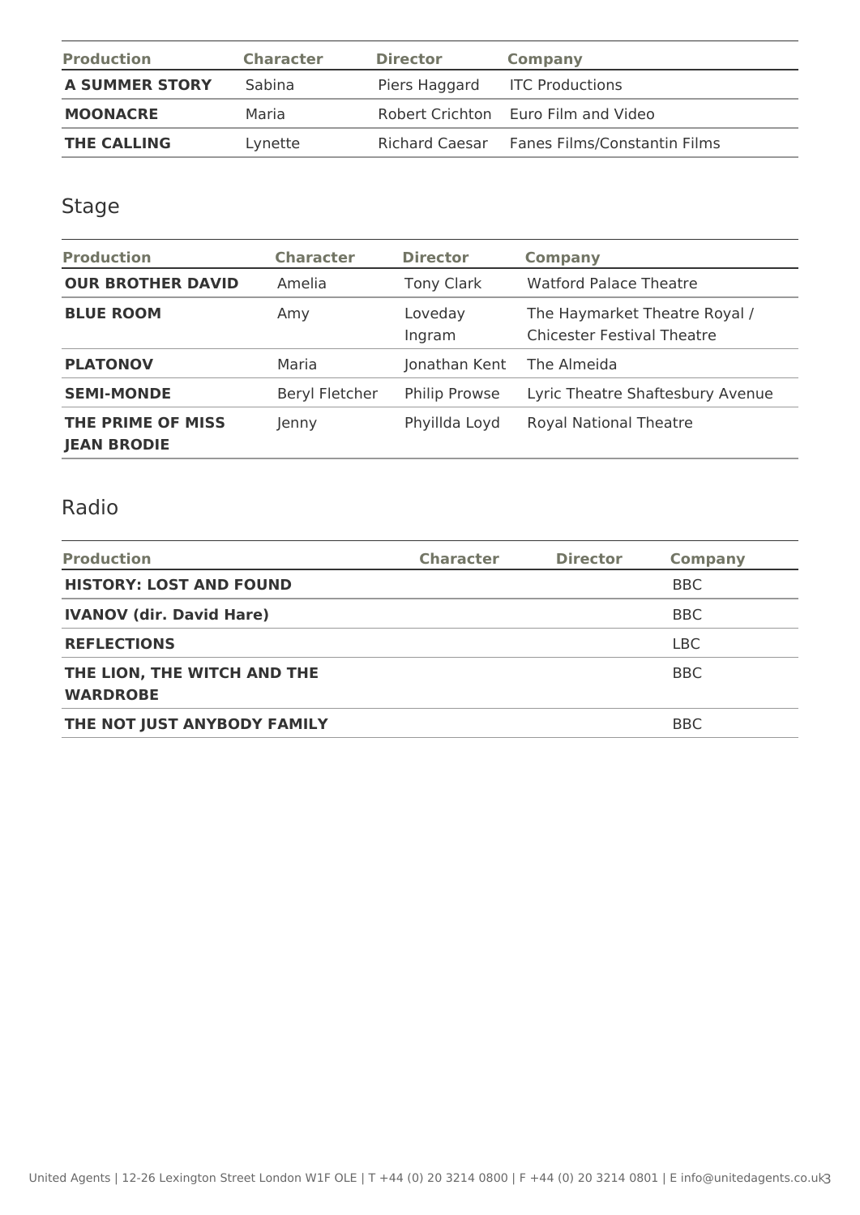| Production | Character | Director | Company |
|---|---|---|---|
| **A SUMMER STORY** | Sabina | Piers Haggard | ITC Productions |
| **MOONACRE** | Maria | Robert Crichton | Euro Film and Video |
| **THE CALLING** | Lynette | Richard Caesar | Fanes Films/Constantin Films |

## Stage

| Production | Character | Director | Company |
|---|---|---|---|
| **OUR BROTHER DAVID** | Amelia | Tony Clark | Watford Palace Theatre |
| **BLUE ROOM** | Amy | Loveday Ingram | The Haymarket Theatre Royal / Chicester Festival Theatre |
| **PLATONOV** | Maria | Jonathan Kent | The Almeida |
| **SEMI-MONDE** | Beryl Fletcher | Philip Prowse | Lyric Theatre Shaftesbury Avenue |
| **THE PRIME OF MISS JEAN BRODIE** | Jenny | Phyillda Loyd | Royal National Theatre |

## Radio

| Production | Character | Director | Company |
|---|---|---|---|
| **HISTORY: LOST AND FOUND** | | | BBC |
| **IVANOV (dir. David Hare)** | | | BBC |
| **REFLECTIONS** | | | LBC |
| **THE LION, THE WITCH AND THE WARDROBE** | | | BBC |
| **THE NOT JUST ANYBODY FAMILY** | | | BBC |